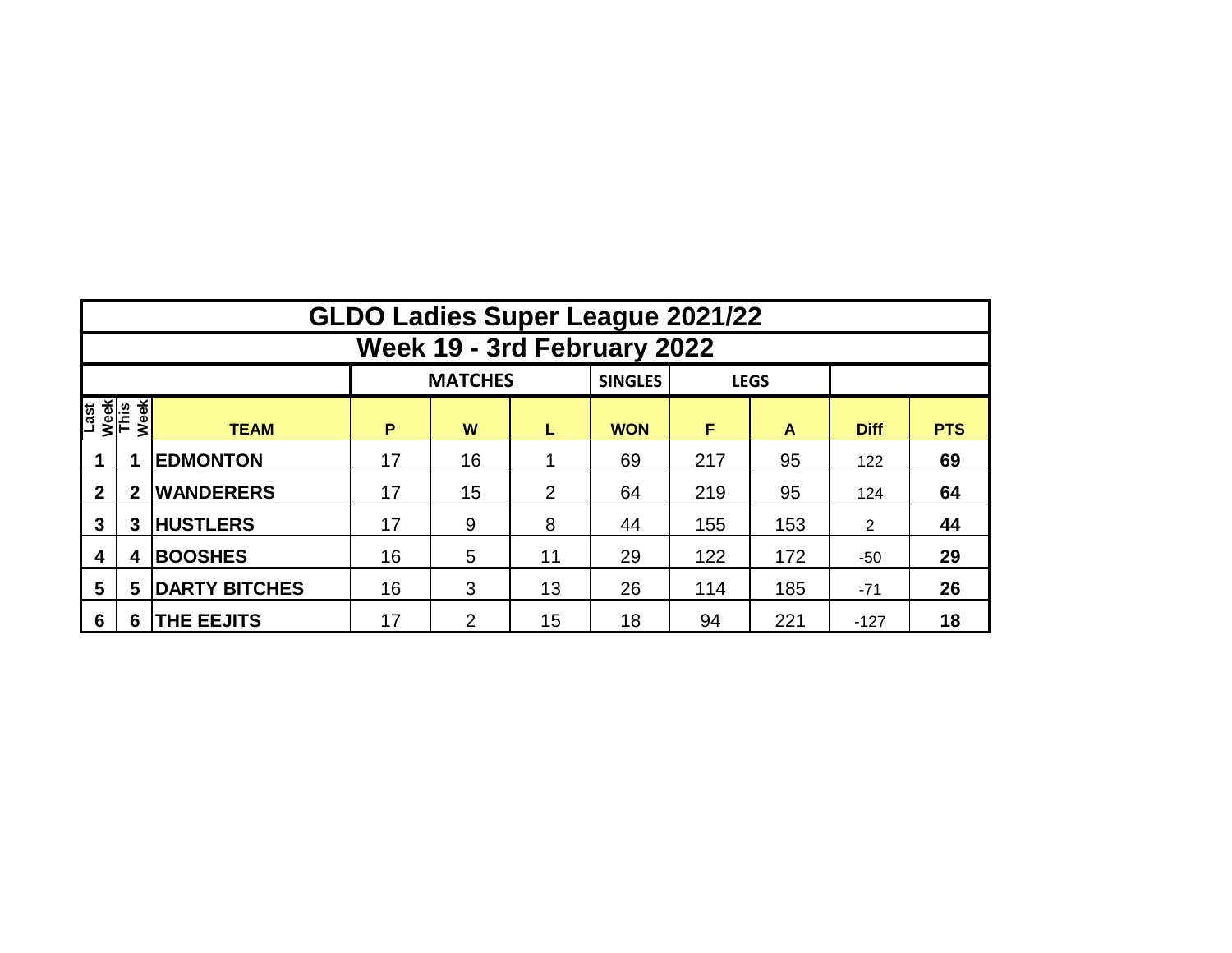# GLDO Ladies Super League 2021/22

## Week 19 - 3rd February 2022

| | | | MATCHES | | | SINGLES | LEGS | | | |
|---|---|---|---|---|---|---|---|---|---|---|
| Last Week | This Week | TEAM | P | W | L | WON | F | A | Diff | PTS |
| **1** | **1** | **EDMONTON** | 17 | 16 | 1 | 69 | 217 | 95 | 122 | **69** |
| **2** | **2** | **WANDERERS** | 17 | 15 | 2 | 64 | 219 | 95 | 124 | **64** |
| **3** | **3** | **HUSTLERS** | 17 | 9 | 8 | 44 | 155 | 153 | 2 | **44** |
| **4** | **4** | **BOOSHES** | 16 | 5 | 11 | 29 | 122 | 172 | -50 | **29** |
| **5** | **5** | **DARTY BITCHES** | 16 | 3 | 13 | 26 | 114 | 185 | -71 | **26** |
| **6** | **6** | **THE EEJITS** | 17 | 2 | 15 | 18 | 94 | 221 | -127 | **18** |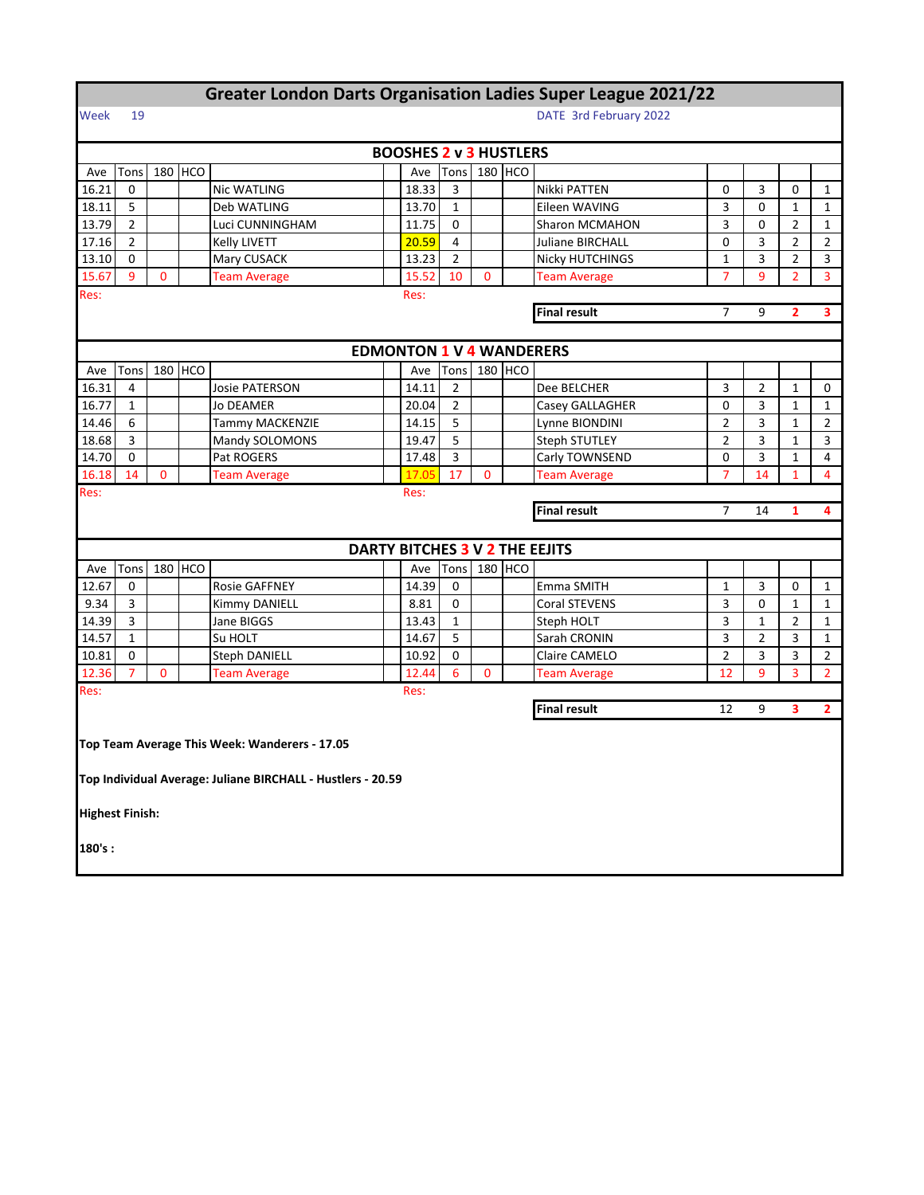# Greater London Darts Organisation Ladies Super League 2021/22

Week 19

DATE 3rd February 2022

## BOOSHES 2 v 3 HUSTLERS

| Ave | Tons | 180 | HCO | | Ave | Tons | 180 | HCO | | | | | |
|---|---|---|---|---|---|---|---|---|---|---|---|---|---|
| 16.21 | 0 | | | Nic WATLING | 18.33 | 3 | | | Nikki PATTEN | 0 | 3 | 0 | 1 |
| 18.11 | 5 | | | Deb WATLING | 13.70 | 1 | | | Eileen WAVING | 3 | 0 | 1 | 1 |
| 13.79 | 2 | | | Luci CUNNINGHAM | 11.75 | 0 | | | Sharon MCMAHON | 3 | 0 | 2 | 1 |
| 17.16 | 2 | | | Kelly LIVETT | 20.59 | 4 | | | Juliane BIRCHALL | 0 | 3 | 2 | 2 |
| 13.10 | 0 | | | Mary CUSACK | 13.23 | 2 | | | Nicky HUTCHINGS | 1 | 3 | 2 | 3 |
| 15.67 | 9 | 0 | | Team Average | 15.52 | 10 | 0 | | Team Average | 7 | 9 | 2 | 3 |
| Res: | | | | | Res: | | | | | | | | |
| | | | | | | | | | Final result | 7 | 9 | 2 | 3 |

## EDMONTON 1 V 4 WANDERERS

| Ave | Tons | 180 | HCO | | Ave | Tons | 180 | HCO | | | | | |
|---|---|---|---|---|---|---|---|---|---|---|---|---|---|
| 16.31 | 4 | | | Josie PATERSON | 14.11 | 2 | | | Dee BELCHER | 3 | 2 | 1 | 0 |
| 16.77 | 1 | | | Jo DEAMER | 20.04 | 2 | | | Casey GALLAGHER | 0 | 3 | 1 | 1 |
| 14.46 | 6 | | | Tammy MACKENZIE | 14.15 | 5 | | | Lynne BIONDINI | 2 | 3 | 1 | 2 |
| 18.68 | 3 | | | Mandy SOLOMONS | 19.47 | 5 | | | Steph STUTLEY | 2 | 3 | 1 | 3 |
| 14.70 | 0 | | | Pat ROGERS | 17.48 | 3 | | | Carly TOWNSEND | 0 | 3 | 1 | 4 |
| 16.18 | 14 | 0 | | Team Average | 17.05 | 17 | 0 | | Team Average | 7 | 14 | 1 | 4 |
| Res: | | | | | Res: | | | | | | | | |
| | | | | | | | | | Final result | 7 | 14 | 1 | 4 |

## DARTY BITCHES 3 V 2 THE EEJITS

| Ave | Tons | 180 | HCO | | Ave | Tons | 180 | HCO | | | | | |
|---|---|---|---|---|---|---|---|---|---|---|---|---|---|
| 12.67 | 0 | | | Rosie GAFFNEY | 14.39 | 0 | | | Emma SMITH | 1 | 3 | 0 | 1 |
| 9.34 | 3 | | | Kimmy DANIELL | 8.81 | 0 | | | Coral STEVENS | 3 | 0 | 1 | 1 |
| 14.39 | 3 | | | Jane BIGGS | 13.43 | 1 | | | Steph HOLT | 3 | 1 | 2 | 1 |
| 14.57 | 1 | | | Su HOLT | 14.67 | 5 | | | Sarah CRONIN | 3 | 2 | 3 | 1 |
| 10.81 | 0 | | | Steph DANIELL | 10.92 | 0 | | | Claire CAMELO | 2 | 3 | 3 | 2 |
| 12.36 | 7 | 0 | | Team Average | 12.44 | 6 | 0 | | Team Average | 12 | 9 | 3 | 2 |
| Res: | | | | | Res: | | | | | | | | |
| | | | | | | | | | Final result | 12 | 9 | 3 | 2 |

**Top Team Average This Week: Wanderers - 17.05**

**Top Individual Average: Juliane BIRCHALL - Hustlers - 20.59**

**Highest Finish:**

**180's :**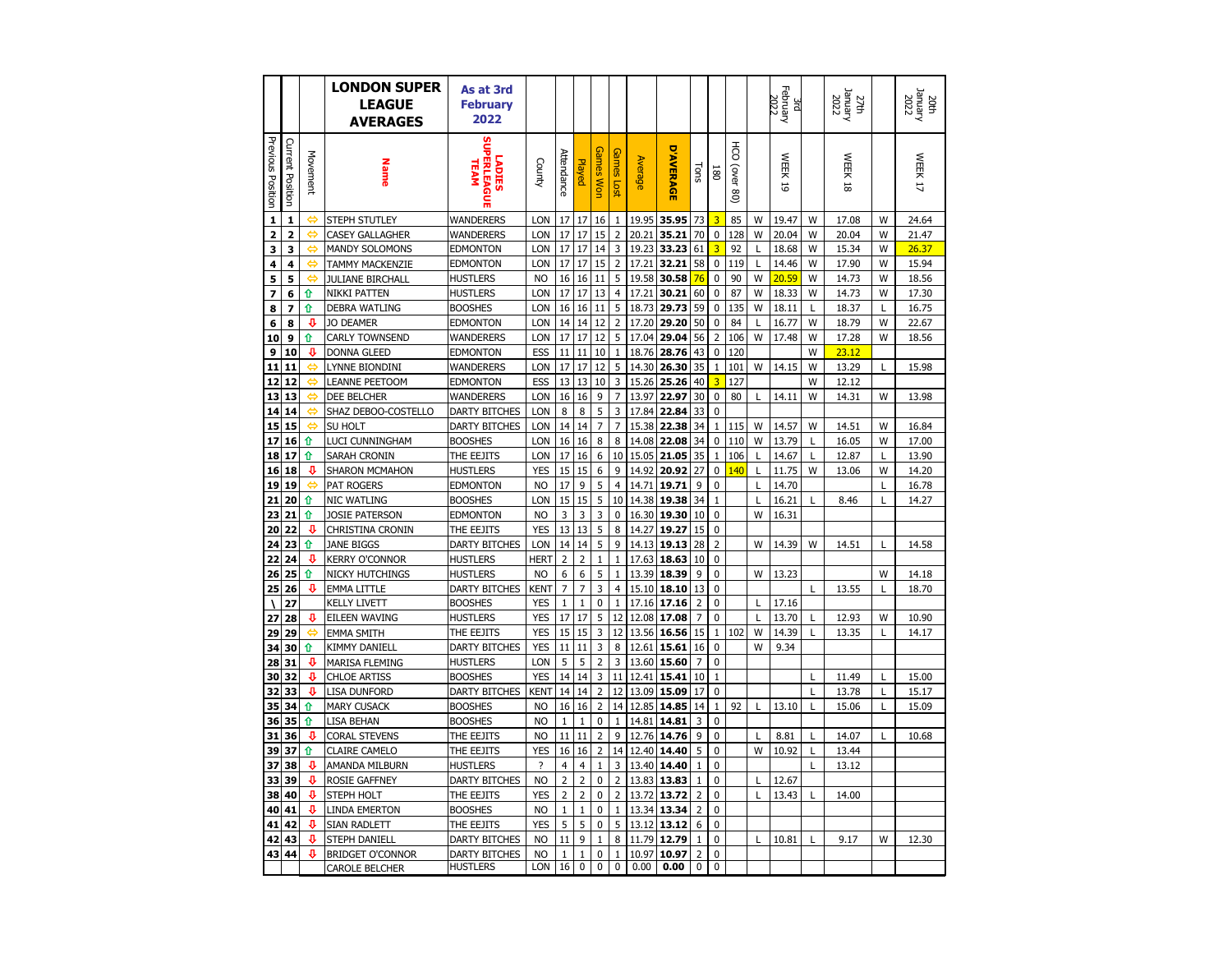# LONDON SUPER LEAGUE AVERAGES

**As at 3rd February 2022**

| Previous Position | Current Position | Movement | Name | LADIES SUPERLEAGUE TEAM | County | Attendance | Played | Games Won | Games Lost | Average | D'AVERAGE | Tons | 180 | HCO (over 80) | | 3rd February 2022 WEEK 19 | | 27th January 2022 WEEK 18 | | 20th January 2022 WEEK 17 |
|---|---|---|---|---|---|---|---|---|---|---|---|---|---|---|---|---|---|---|---|---|
| 1 | 1 | ⇔ | STEPH STUTLEY | WANDERERS | LON | 17 | 17 | 16 | 1 | 19.95 | **35.95** | 73 | 3 | 85 | W | 19.47 | W | 17.08 | W | 24.64 |
| 2 | 2 | ⇔ | CASEY GALLAGHER | WANDERERS | LON | 17 | 17 | 15 | 2 | 20.21 | **35.21** | 70 | 0 | 128 | W | 20.04 | W | 20.04 | W | 21.47 |
| 3 | 3 | ⇔ | MANDY SOLOMONS | EDMONTON | LON | 17 | 17 | 14 | 3 | 19.23 | **33.23** | 61 | 3 | 92 | L | 18.68 | W | 15.34 | W | 26.37 |
| 4 | 4 | ⇔ | TAMMY MACKENZIE | EDMONTON | LON | 17 | 17 | 15 | 2 | 17.21 | **32.21** | 58 | 0 | 119 | L | 14.46 | W | 17.90 | W | 15.94 |
| 5 | 5 | ⇔ | JULIANE BIRCHALL | HUSTLERS | NO | 16 | 16 | 11 | 5 | 19.58 | **30.58** | 76 | 0 | 90 | W | 20.59 | W | 14.73 | W | 18.56 |
| 7 | 6 | ⇧ | NIKKI PATTEN | HUSTLERS | LON | 17 | 17 | 13 | 4 | 17.21 | **30.21** | 60 | 0 | 87 | W | 18.33 | W | 14.73 | W | 17.30 |
| 8 | 7 | ⇧ | DEBRA WATLING | BOOSHES | LON | 16 | 16 | 11 | 5 | 18.73 | **29.73** | 59 | 0 | 135 | W | 18.11 | L | 18.37 | L | 16.75 |
| 6 | 8 | ⇩ | JO DEAMER | EDMONTON | LON | 14 | 14 | 12 | 2 | 17.20 | **29.20** | 50 | 0 | 84 | L | 16.77 | W | 18.79 | W | 22.67 |
| 10 | 9 | ⇧ | CARLY TOWNSEND | WANDERERS | LON | 17 | 17 | 12 | 5 | 17.04 | **29.04** | 56 | 2 | 106 | W | 17.48 | W | 17.28 | W | 18.56 |
| 9 | 10 | ⇩ | DONNA GLEED | EDMONTON | ESS | 11 | 11 | 10 | 1 | 18.76 | **28.76** | 43 | 0 | 120 | | | W | 23.12 | | |
| 11 | 11 | ⇔ | LYNNE BIONDINI | WANDERERS | LON | 17 | 17 | 12 | 5 | 14.30 | **26.30** | 35 | 1 | 101 | W | 14.15 | W | 13.29 | L | 15.98 |
| 12 | 12 | ⇔ | LEANNE PEETOOM | EDMONTON | ESS | 13 | 13 | 10 | 3 | 15.26 | **25.26** | 40 | 3 | 127 | | | W | 12.12 | | |
| 13 | 13 | ⇔ | DEE BELCHER | WANDERERS | LON | 16 | 16 | 9 | 7 | 13.97 | **22.97** | 30 | 0 | 80 | L | 14.11 | W | 14.31 | W | 13.98 |
| 14 | 14 | ⇔ | SHAZ DEBOO-COSTELLO | DARTY BITCHES | LON | 8 | 8 | 5 | 3 | 17.84 | **22.84** | 33 | 0 | | | | | | | |
| 15 | 15 | ⇔ | SU HOLT | DARTY BITCHES | LON | 14 | 14 | 7 | 7 | 15.38 | **22.38** | 34 | 1 | 115 | W | 14.57 | W | 14.51 | W | 16.84 |
| 17 | 16 | ⇧ | LUCI CUNNINGHAM | BOOSHES | LON | 16 | 16 | 8 | 8 | 14.08 | **22.08** | 34 | 0 | 110 | W | 13.79 | L | 16.05 | W | 17.00 |
| 18 | 17 | ⇧ | SARAH CRONIN | THE EEJITS | LON | 17 | 16 | 6 | 10 | 15.05 | **21.05** | 35 | 1 | 106 | L | 14.67 | L | 12.87 | L | 13.90 |
| 16 | 18 | ⇩ | SHARON MCMAHON | HUSTLERS | YES | 15 | 15 | 6 | 9 | 14.92 | **20.92** | 27 | 0 | 140 | L | 11.75 | W | 13.06 | W | 14.20 |
| 19 | 19 | ⇔ | PAT ROGERS | EDMONTON | NO | 17 | 9 | 5 | 4 | 14.71 | **19.71** | 9 | 0 | | L | 14.70 | | | L | 16.78 |
| 21 | 20 | ⇧ | NIC WATLING | BOOSHES | LON | 15 | 15 | 5 | 10 | 14.38 | **19.38** | 34 | 1 | | L | 16.21 | L | 8.46 | L | 14.27 |
| 23 | 21 | ⇧ | JOSIE PATERSON | EDMONTON | NO | 3 | 3 | 3 | 0 | 16.30 | **19.30** | 10 | 0 | | W | 16.31 | | | | |
| 20 | 22 | ⇩ | CHRISTINA CRONIN | THE EEJITS | YES | 13 | 13 | 5 | 8 | 14.27 | **19.27** | 15 | 0 | | | | | | | |
| 24 | 23 | ⇧ | JANE BIGGS | DARTY BITCHES | LON | 14 | 14 | 5 | 9 | 14.13 | **19.13** | 28 | 2 | | W | 14.39 | W | 14.51 | L | 14.58 |
| 22 | 24 | ⇩ | KERRY O'CONNOR | HUSTLERS | HERT | 2 | 2 | 1 | 1 | 17.63 | **18.63** | 10 | 0 | | | | | | | |
| 26 | 25 | ⇧ | NICKY HUTCHINGS | HUSTLERS | NO | 6 | 6 | 5 | 1 | 13.39 | **18.39** | 9 | 0 | | W | 13.23 | | | W | 14.18 |
| 25 | 26 | ⇩ | EMMA LITTLE | DARTY BITCHES | KENT | 7 | 7 | 3 | 4 | 15.10 | **18.10** | 13 | 0 | | | | L | 13.55 | L | 18.70 |
| \ | 27 | | KELLY LIVETT | BOOSHES | YES | 1 | 1 | 0 | 1 | 17.16 | **17.16** | 2 | 0 | | L | 17.16 | | | | |
| 27 | 28 | ⇩ | EILEEN WAVING | HUSTLERS | YES | 17 | 17 | 5 | 12 | 12.08 | **17.08** | 7 | 0 | | L | 13.70 | L | 12.93 | W | 10.90 |
| 29 | 29 | ⇔ | EMMA SMITH | THE EEJITS | YES | 15 | 15 | 3 | 12 | 13.56 | **16.56** | 15 | 1 | 102 | W | 14.39 | L | 13.35 | L | 14.17 |
| 34 | 30 | ⇧ | KIMMY DANIELL | DARTY BITCHES | YES | 11 | 11 | 3 | 8 | 12.61 | **15.61** | 16 | 0 | | W | 9.34 | | | | |
| 28 | 31 | ⇩ | MARISA FLEMING | HUSTLERS | LON | 5 | 5 | 2 | 3 | 13.60 | **15.60** | 7 | 0 | | | | | | | |
| 30 | 32 | ⇩ | CHLOE ARTISS | BOOSHES | YES | 14 | 14 | 3 | 11 | 12.41 | **15.41** | 10 | 1 | | | | L | 11.49 | L | 15.00 |
| 32 | 33 | ⇩ | LISA DUNFORD | DARTY BITCHES | KENT | 14 | 14 | 2 | 12 | 13.09 | **15.09** | 17 | 0 | | | | L | 13.78 | L | 15.17 |
| 35 | 34 | ⇧ | MARY CUSACK | BOOSHES | NO | 16 | 16 | 2 | 14 | 12.85 | **14.85** | 14 | 1 | 92 | L | 13.10 | L | 15.06 | L | 15.09 |
| 36 | 35 | ⇧ | LISA BEHAN | BOOSHES | NO | 1 | 1 | 0 | 1 | 14.81 | **14.81** | 3 | 0 | | | | | | | |
| 31 | 36 | ⇩ | CORAL STEVENS | THE EEJITS | NO | 11 | 11 | 2 | 9 | 12.76 | **14.76** | 9 | 0 | | L | 8.81 | L | 14.07 | L | 10.68 |
| 39 | 37 | ⇧ | CLAIRE CAMELO | THE EEJITS | YES | 16 | 16 | 2 | 14 | 12.40 | **14.40** | 5 | 0 | | W | 10.92 | L | 13.44 | | |
| 37 | 38 | ⇩ | AMANDA MILBURN | HUSTLERS | ? | 4 | 4 | 1 | 3 | 13.40 | **14.40** | 1 | 0 | | | | L | 13.12 | | |
| 33 | 39 | ⇩ | ROSIE GAFFNEY | DARTY BITCHES | NO | 2 | 2 | 0 | 2 | 13.83 | **13.83** | 1 | 0 | | L | 12.67 | | | | |
| 38 | 40 | ⇩ | STEPH HOLT | THE EEJITS | YES | 2 | 2 | 0 | 2 | 13.72 | **13.72** | 2 | 0 | | L | 13.43 | L | 14.00 | | |
| 40 | 41 | ⇩ | LINDA EMERTON | BOOSHES | NO | 1 | 1 | 0 | 1 | 13.34 | **13.34** | 2 | 0 | | | | | | | |
| 41 | 42 | ⇩ | SIAN RADLETT | THE EEJITS | YES | 5 | 5 | 0 | 5 | 13.12 | **13.12** | 6 | 0 | | | | | | | |
| 42 | 43 | ⇩ | STEPH DANIELL | DARTY BITCHES | NO | 11 | 9 | 1 | 8 | 11.79 | **12.79** | 1 | 0 | | L | 10.81 | L | 9.17 | W | 12.30 |
| 43 | 44 | ⇩ | BRIDGET O'CONNOR | DARTY BITCHES | NO | 1 | 1 | 0 | 1 | 10.97 | **10.97** | 2 | 0 | | | | | | | |
| | | | CAROLE BELCHER | HUSTLERS | LON | 16 | 0 | 0 | 0 | 0.00 | **0.00** | 0 | 0 | | | | | | | |